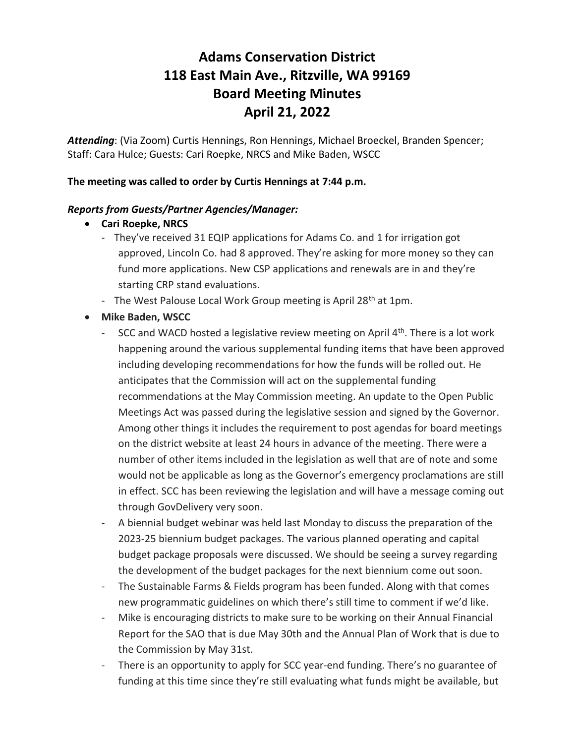# Adams Conservation District
# 118 East Main Ave., Ritzville, WA 99169
# Board Meeting Minutes
# April 21, 2022

***Attending***: (Via Zoom) Curtis Hennings, Ron Hennings, Michael Broeckel, Branden Spencer; Staff: Cara Hulce; Guests: Cari Roepke, NRCS and Mike Baden, WSCC

**The meeting was called to order by Curtis Hennings at 7:44 p.m.**

***Reports from Guests/Partner Agencies/Manager:***

- **Cari Roepke, NRCS**
  - They've received 31 EQIP applications for Adams Co. and 1 for irrigation got approved, Lincoln Co. had 8 approved. They're asking for more money so they can fund more applications. New CSP applications and renewals are in and they're starting CRP stand evaluations.
  - The West Palouse Local Work Group meeting is April 28th at 1pm.
- **Mike Baden, WSCC**
  - SCC and WACD hosted a legislative review meeting on April 4th. There is a lot work happening around the various supplemental funding items that have been approved including developing recommendations for how the funds will be rolled out. He anticipates that the Commission will act on the supplemental funding recommendations at the May Commission meeting. An update to the Open Public Meetings Act was passed during the legislative session and signed by the Governor. Among other things it includes the requirement to post agendas for board meetings on the district website at least 24 hours in advance of the meeting. There were a number of other items included in the legislation as well that are of note and some would not be applicable as long as the Governor's emergency proclamations are still in effect. SCC has been reviewing the legislation and will have a message coming out through GovDelivery very soon.
  - A biennial budget webinar was held last Monday to discuss the preparation of the 2023-25 biennium budget packages. The various planned operating and capital budget package proposals were discussed. We should be seeing a survey regarding the development of the budget packages for the next biennium come out soon.
  - The Sustainable Farms & Fields program has been funded. Along with that comes new programmatic guidelines on which there's still time to comment if we'd like.
  - Mike is encouraging districts to make sure to be working on their Annual Financial Report for the SAO that is due May 30th and the Annual Plan of Work that is due to the Commission by May 31st.
  - There is an opportunity to apply for SCC year-end funding. There's no guarantee of funding at this time since they're still evaluating what funds might be available, but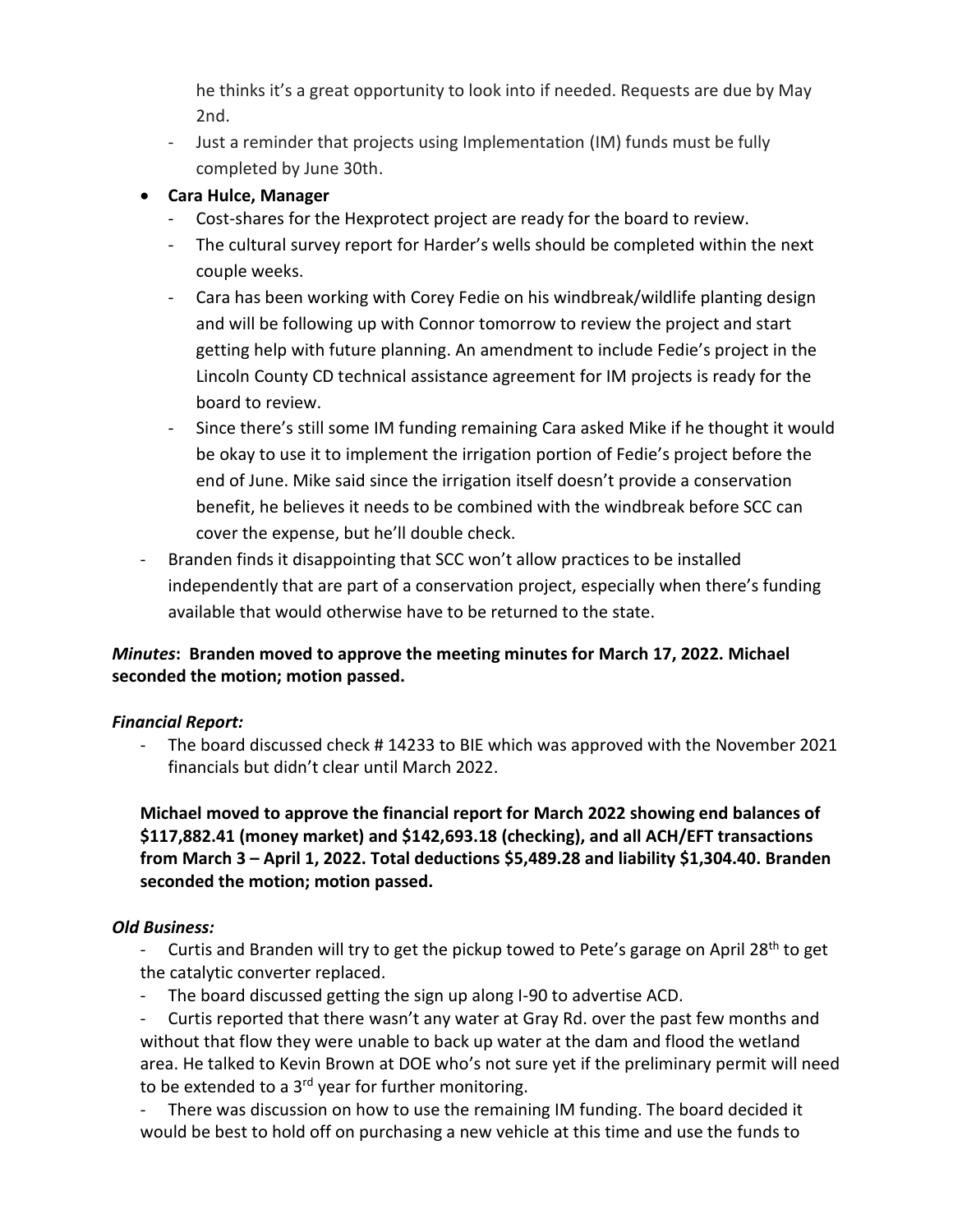he thinks it's a great opportunity to look into if needed. Requests are due by May 2nd.

- Just a reminder that projects using Implementation (IM) funds must be fully completed by June 30th.

- **Cara Hulce, Manager**
  - Cost-shares for the Hexprotect project are ready for the board to review.
  - The cultural survey report for Harder's wells should be completed within the next couple weeks.
  - Cara has been working with Corey Fedie on his windbreak/wildlife planting design and will be following up with Connor tomorrow to review the project and start getting help with future planning. An amendment to include Fedie's project in the Lincoln County CD technical assistance agreement for IM projects is ready for the board to review.
  - Since there's still some IM funding remaining Cara asked Mike if he thought it would be okay to use it to implement the irrigation portion of Fedie's project before the end of June. Mike said since the irrigation itself doesn't provide a conservation benefit, he believes it needs to be combined with the windbreak before SCC can cover the expense, but he'll double check.

- Branden finds it disappointing that SCC won't allow practices to be installed independently that are part of a conservation project, especially when there's funding available that would otherwise have to be returned to the state.

***Minutes*: Branden moved to approve the meeting minutes for March 17, 2022. Michael seconded the motion; motion passed.**

***Financial Report:***

- The board discussed check # 14233 to BIE which was approved with the November 2021 financials but didn't clear until March 2022.

**Michael moved to approve the financial report for March 2022 showing end balances of $117,882.41 (money market) and $142,693.18 (checking), and all ACH/EFT transactions from March 3 – April 1, 2022. Total deductions $5,489.28 and liability $1,304.40. Branden seconded the motion; motion passed.**

***Old Business:***

- Curtis and Branden will try to get the pickup towed to Pete's garage on April 28th to get the catalytic converter replaced.
- The board discussed getting the sign up along I-90 to advertise ACD.
- Curtis reported that there wasn't any water at Gray Rd. over the past few months and without that flow they were unable to back up water at the dam and flood the wetland area. He talked to Kevin Brown at DOE who's not sure yet if the preliminary permit will need to be extended to a 3rd year for further monitoring.
- There was discussion on how to use the remaining IM funding. The board decided it would be best to hold off on purchasing a new vehicle at this time and use the funds to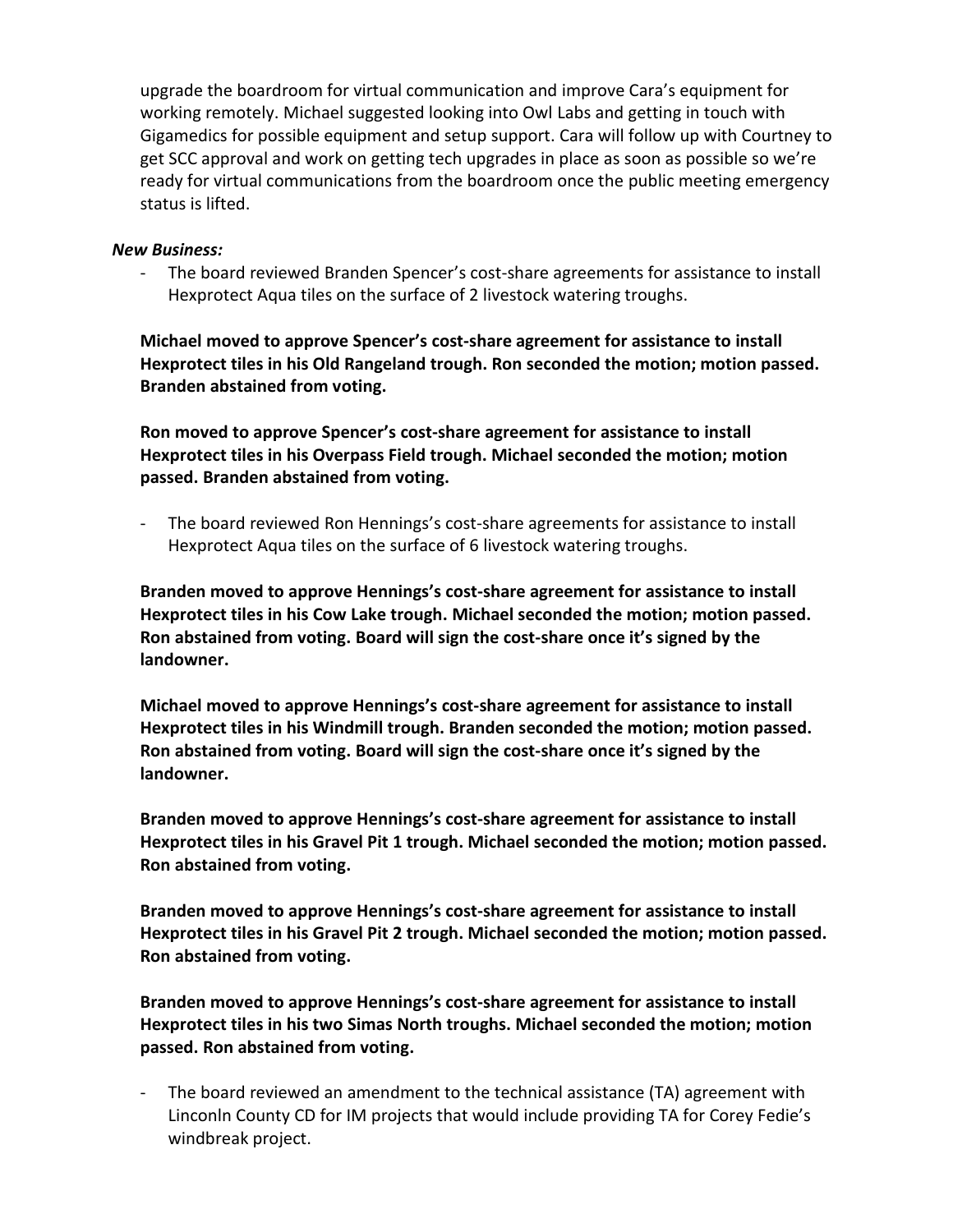upgrade the boardroom for virtual communication and improve Cara's equipment for working remotely. Michael suggested looking into Owl Labs and getting in touch with Gigamedics for possible equipment and setup support. Cara will follow up with Courtney to get SCC approval and work on getting tech upgrades in place as soon as possible so we're ready for virtual communications from the boardroom once the public meeting emergency status is lifted.

***New Business:***

- The board reviewed Branden Spencer's cost-share agreements for assistance to install Hexprotect Aqua tiles on the surface of 2 livestock watering troughs.

**Michael moved to approve Spencer's cost-share agreement for assistance to install Hexprotect tiles in his Old Rangeland trough. Ron seconded the motion; motion passed. Branden abstained from voting.**

**Ron moved to approve Spencer's cost-share agreement for assistance to install Hexprotect tiles in his Overpass Field trough. Michael seconded the motion; motion passed. Branden abstained from voting.**

- The board reviewed Ron Hennings's cost-share agreements for assistance to install Hexprotect Aqua tiles on the surface of 6 livestock watering troughs.

**Branden moved to approve Hennings's cost-share agreement for assistance to install Hexprotect tiles in his Cow Lake trough. Michael seconded the motion; motion passed. Ron abstained from voting. Board will sign the cost-share once it's signed by the landowner.**

**Michael moved to approve Hennings's cost-share agreement for assistance to install Hexprotect tiles in his Windmill trough. Branden seconded the motion; motion passed. Ron abstained from voting. Board will sign the cost-share once it's signed by the landowner.**

**Branden moved to approve Hennings's cost-share agreement for assistance to install Hexprotect tiles in his Gravel Pit 1 trough. Michael seconded the motion; motion passed. Ron abstained from voting.**

**Branden moved to approve Hennings's cost-share agreement for assistance to install Hexprotect tiles in his Gravel Pit 2 trough. Michael seconded the motion; motion passed. Ron abstained from voting.**

**Branden moved to approve Hennings's cost-share agreement for assistance to install Hexprotect tiles in his two Simas North troughs. Michael seconded the motion; motion passed. Ron abstained from voting.**

- The board reviewed an amendment to the technical assistance (TA) agreement with Linconln County CD for IM projects that would include providing TA for Corey Fedie's windbreak project.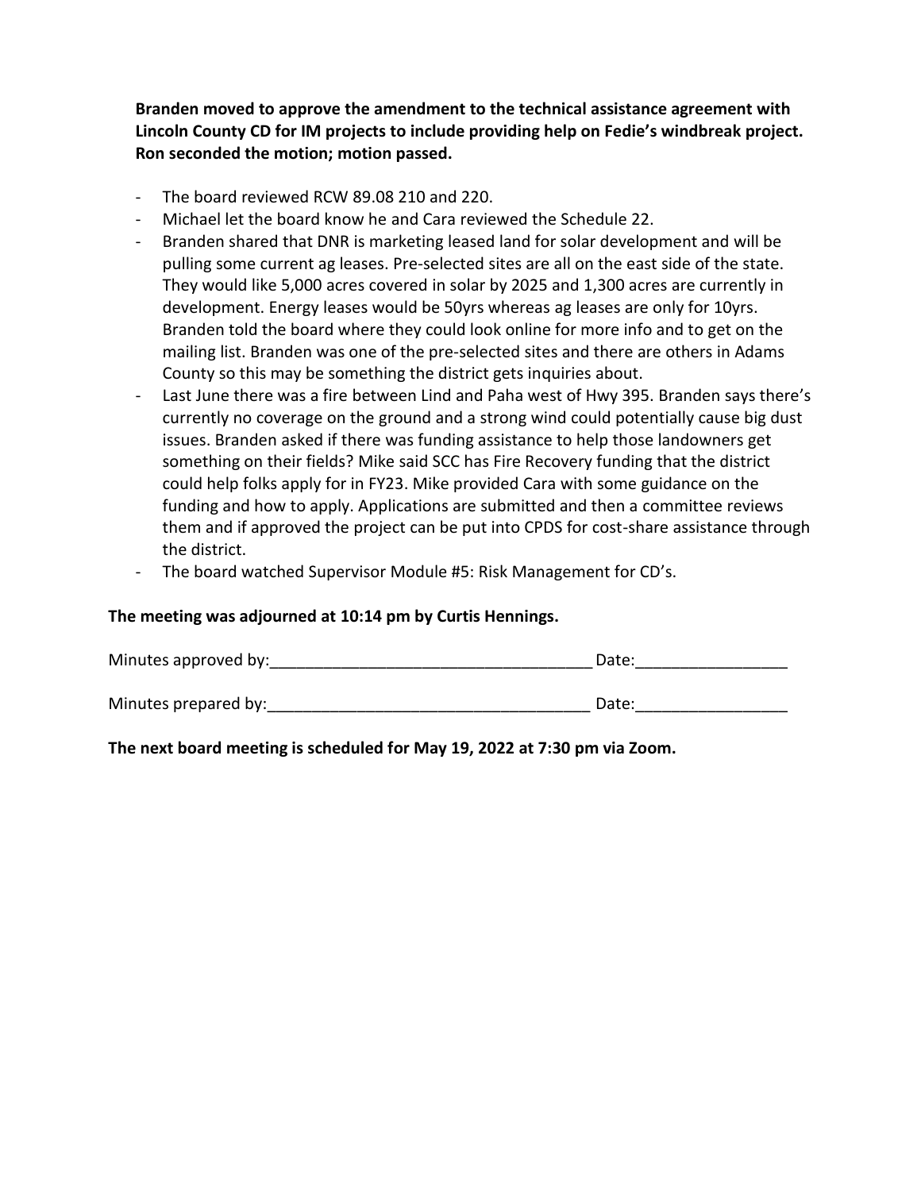**Branden moved to approve the amendment to the technical assistance agreement with Lincoln County CD for IM projects to include providing help on Fedie's windbreak project. Ron seconded the motion; motion passed.**

- The board reviewed RCW 89.08 210 and 220.
- Michael let the board know he and Cara reviewed the Schedule 22.
- Branden shared that DNR is marketing leased land for solar development and will be pulling some current ag leases. Pre-selected sites are all on the east side of the state. They would like 5,000 acres covered in solar by 2025 and 1,300 acres are currently in development. Energy leases would be 50yrs whereas ag leases are only for 10yrs. Branden told the board where they could look online for more info and to get on the mailing list. Branden was one of the pre-selected sites and there are others in Adams County so this may be something the district gets inquiries about.
- Last June there was a fire between Lind and Paha west of Hwy 395. Branden says there's currently no coverage on the ground and a strong wind could potentially cause big dust issues. Branden asked if there was funding assistance to help those landowners get something on their fields? Mike said SCC has Fire Recovery funding that the district could help folks apply for in FY23. Mike provided Cara with some guidance on the funding and how to apply. Applications are submitted and then a committee reviews them and if approved the project can be put into CPDS for cost-share assistance through the district.
- The board watched Supervisor Module #5: Risk Management for CD's.

**The meeting was adjourned at 10:14 pm by Curtis Hennings.**

Minutes approved by:____________________________________ Date:_________________

Minutes prepared by:____________________________________ Date:_________________

**The next board meeting is scheduled for May 19, 2022 at 7:30 pm via Zoom.**